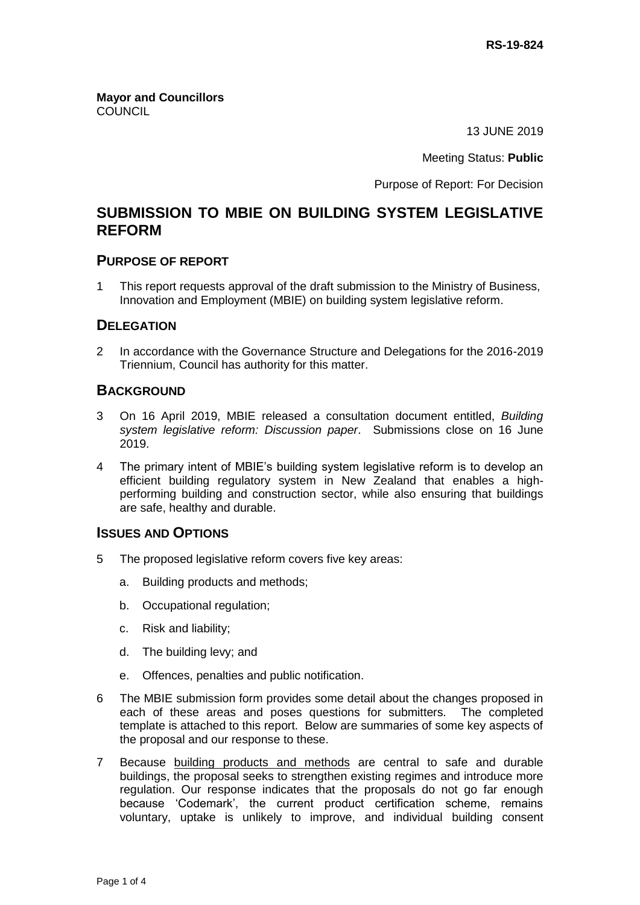**RS-19-824**

**Mayor and Councillors**
COUNCIL

13 JUNE 2019

Meeting Status: **Public**

Purpose of Report: For Decision

# SUBMISSION TO MBIE ON BUILDING SYSTEM LEGISLATIVE REFORM

## PURPOSE OF REPORT

1 This report requests approval of the draft submission to the Ministry of Business, Innovation and Employment (MBIE) on building system legislative reform.

## DELEGATION

2 In accordance with the Governance Structure and Delegations for the 2016-2019 Triennium, Council has authority for this matter.

## BACKGROUND

3 On 16 April 2019, MBIE released a consultation document entitled, *Building system legislative reform: Discussion paper*. Submissions close on 16 June 2019.

4 The primary intent of MBIE's building system legislative reform is to develop an efficient building regulatory system in New Zealand that enables a high-performing building and construction sector, while also ensuring that buildings are safe, healthy and durable.

## ISSUES AND OPTIONS

5 The proposed legislative reform covers five key areas:

   a. Building products and methods;

   b. Occupational regulation;

   c. Risk and liability;

   d. The building levy; and

   e. Offences, penalties and public notification.

6 The MBIE submission form provides some detail about the changes proposed in each of these areas and poses questions for submitters. The completed template is attached to this report. Below are summaries of some key aspects of the proposal and our response to these.

7 Because <u>building products and methods</u> are central to safe and durable buildings, the proposal seeks to strengthen existing regimes and introduce more regulation. Our response indicates that the proposals do not go far enough because 'Codemark', the current product certification scheme, remains voluntary, uptake is unlikely to improve, and individual building consent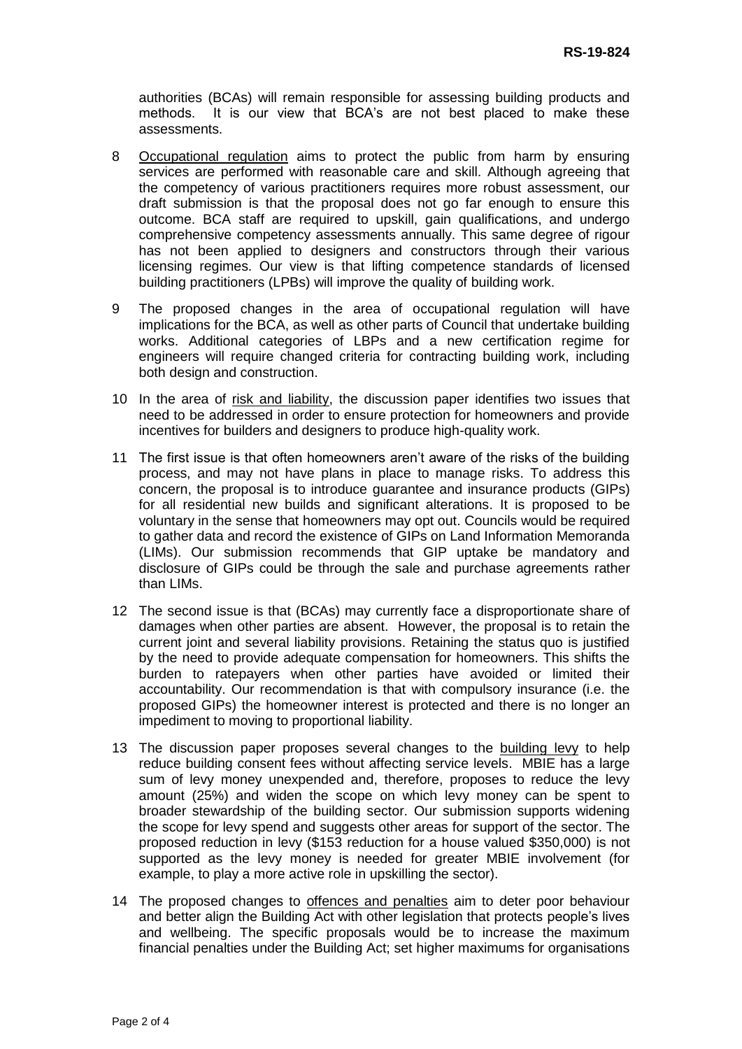authorities (BCAs) will remain responsible for assessing building products and methods. It is our view that BCA's are not best placed to make these assessments.

8 Occupational regulation aims to protect the public from harm by ensuring services are performed with reasonable care and skill. Although agreeing that the competency of various practitioners requires more robust assessment, our draft submission is that the proposal does not go far enough to ensure this outcome. BCA staff are required to upskill, gain qualifications, and undergo comprehensive competency assessments annually. This same degree of rigour has not been applied to designers and constructors through their various licensing regimes. Our view is that lifting competence standards of licensed building practitioners (LPBs) will improve the quality of building work.

9 The proposed changes in the area of occupational regulation will have implications for the BCA, as well as other parts of Council that undertake building works. Additional categories of LBPs and a new certification regime for engineers will require changed criteria for contracting building work, including both design and construction.

10 In the area of risk and liability, the discussion paper identifies two issues that need to be addressed in order to ensure protection for homeowners and provide incentives for builders and designers to produce high-quality work.

11 The first issue is that often homeowners aren't aware of the risks of the building process, and may not have plans in place to manage risks. To address this concern, the proposal is to introduce guarantee and insurance products (GIPs) for all residential new builds and significant alterations. It is proposed to be voluntary in the sense that homeowners may opt out. Councils would be required to gather data and record the existence of GIPs on Land Information Memoranda (LIMs). Our submission recommends that GIP uptake be mandatory and disclosure of GIPs could be through the sale and purchase agreements rather than LIMs.

12 The second issue is that (BCAs) may currently face a disproportionate share of damages when other parties are absent. However, the proposal is to retain the current joint and several liability provisions. Retaining the status quo is justified by the need to provide adequate compensation for homeowners. This shifts the burden to ratepayers when other parties have avoided or limited their accountability. Our recommendation is that with compulsory insurance (i.e. the proposed GIPs) the homeowner interest is protected and there is no longer an impediment to moving to proportional liability.

13 The discussion paper proposes several changes to the building levy to help reduce building consent fees without affecting service levels. MBIE has a large sum of levy money unexpended and, therefore, proposes to reduce the levy amount (25%) and widen the scope on which levy money can be spent to broader stewardship of the building sector. Our submission supports widening the scope for levy spend and suggests other areas for support of the sector. The proposed reduction in levy ($153 reduction for a house valued $350,000) is not supported as the levy money is needed for greater MBIE involvement (for example, to play a more active role in upskilling the sector).

14 The proposed changes to offences and penalties aim to deter poor behaviour and better align the Building Act with other legislation that protects people's lives and wellbeing. The specific proposals would be to increase the maximum financial penalties under the Building Act; set higher maximums for organisations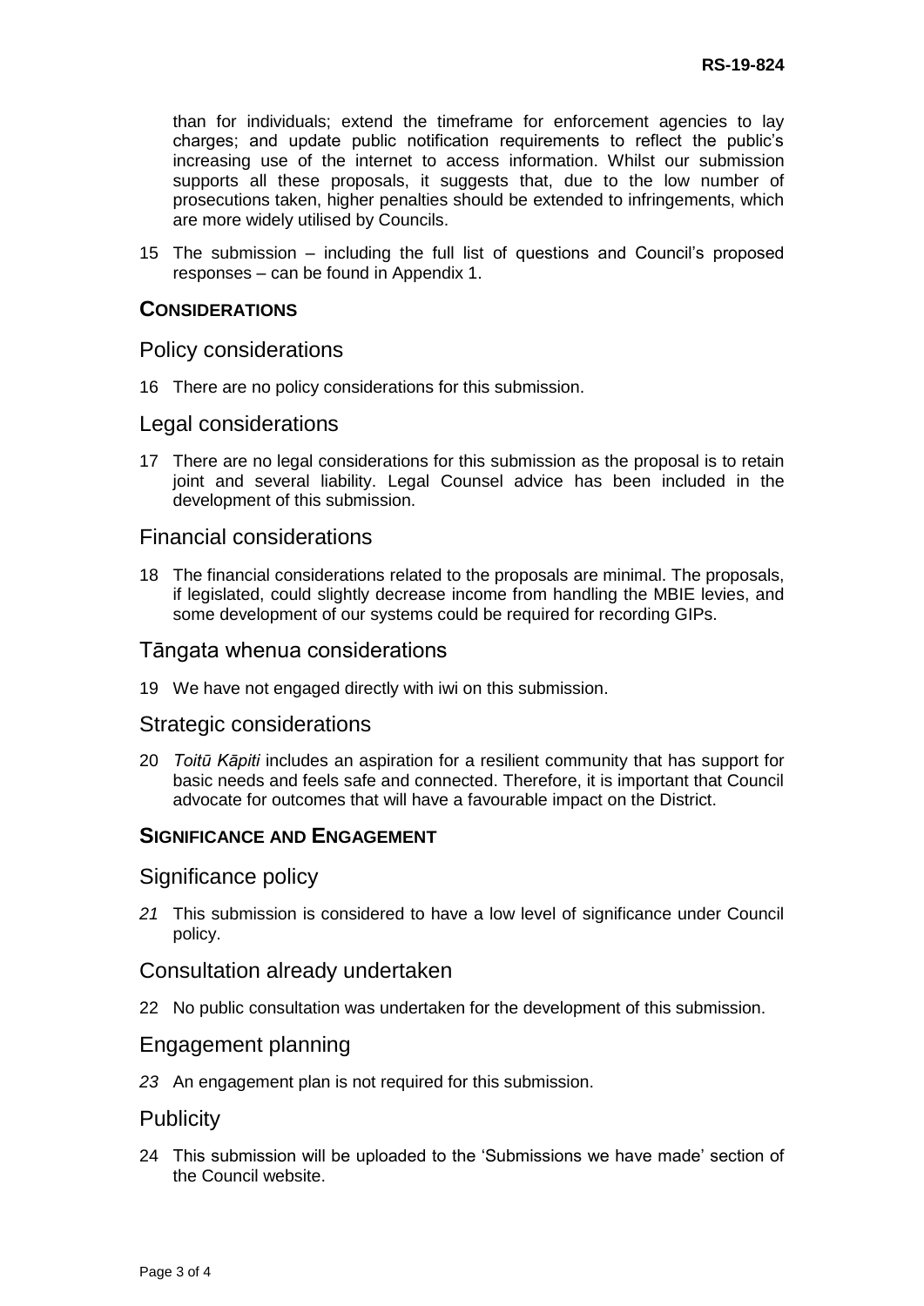than for individuals; extend the timeframe for enforcement agencies to lay charges; and update public notification requirements to reflect the public's increasing use of the internet to access information. Whilst our submission supports all these proposals, it suggests that, due to the low number of prosecutions taken, higher penalties should be extended to infringements, which are more widely utilised by Councils.

15 The submission – including the full list of questions and Council's proposed responses – can be found in Appendix 1.

## CONSIDERATIONS

### Policy considerations

16 There are no policy considerations for this submission.

### Legal considerations

17 There are no legal considerations for this submission as the proposal is to retain joint and several liability. Legal Counsel advice has been included in the development of this submission.

### Financial considerations

18 The financial considerations related to the proposals are minimal. The proposals, if legislated, could slightly decrease income from handling the MBIE levies, and some development of our systems could be required for recording GIPs.

### Tāngata whenua considerations

19 We have not engaged directly with iwi on this submission.

### Strategic considerations

20 *Toitū Kāpiti* includes an aspiration for a resilient community that has support for basic needs and feels safe and connected. Therefore, it is important that Council advocate for outcomes that will have a favourable impact on the District.

## SIGNIFICANCE AND ENGAGEMENT

### Significance policy

*21* This submission is considered to have a low level of significance under Council policy.

### Consultation already undertaken

22 No public consultation was undertaken for the development of this submission.

### Engagement planning

*23* An engagement plan is not required for this submission.

### Publicity

24 This submission will be uploaded to the 'Submissions we have made' section of the Council website.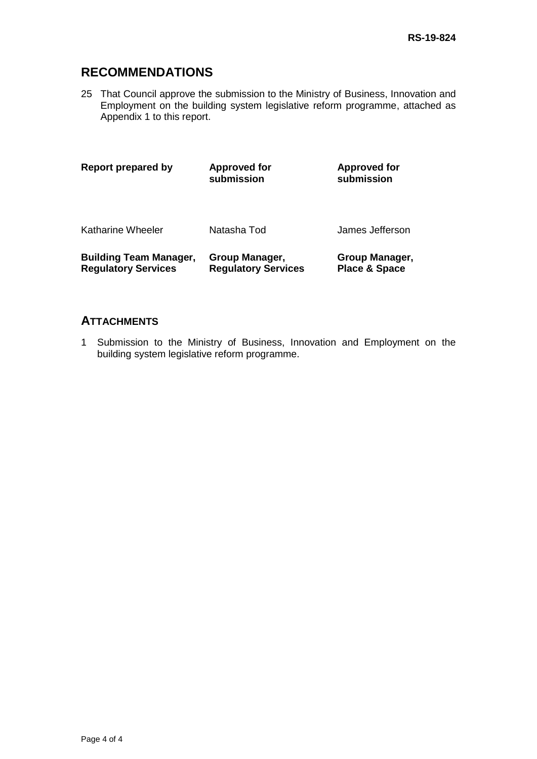## RECOMMENDATIONS

25 That Council approve the submission to the Ministry of Business, Innovation and Employment on the building system legislative reform programme, attached as Appendix 1 to this report.

| Report prepared by | Approved for submission | Approved for submission |
| --- | --- | --- |
| Katharine Wheeler | Natasha Tod | James Jefferson |
| **Building Team Manager, Regulatory Services** | **Group Manager, Regulatory Services** | **Group Manager, Place & Space** |

## ATTACHMENTS

1 Submission to the Ministry of Business, Innovation and Employment on the building system legislative reform programme.